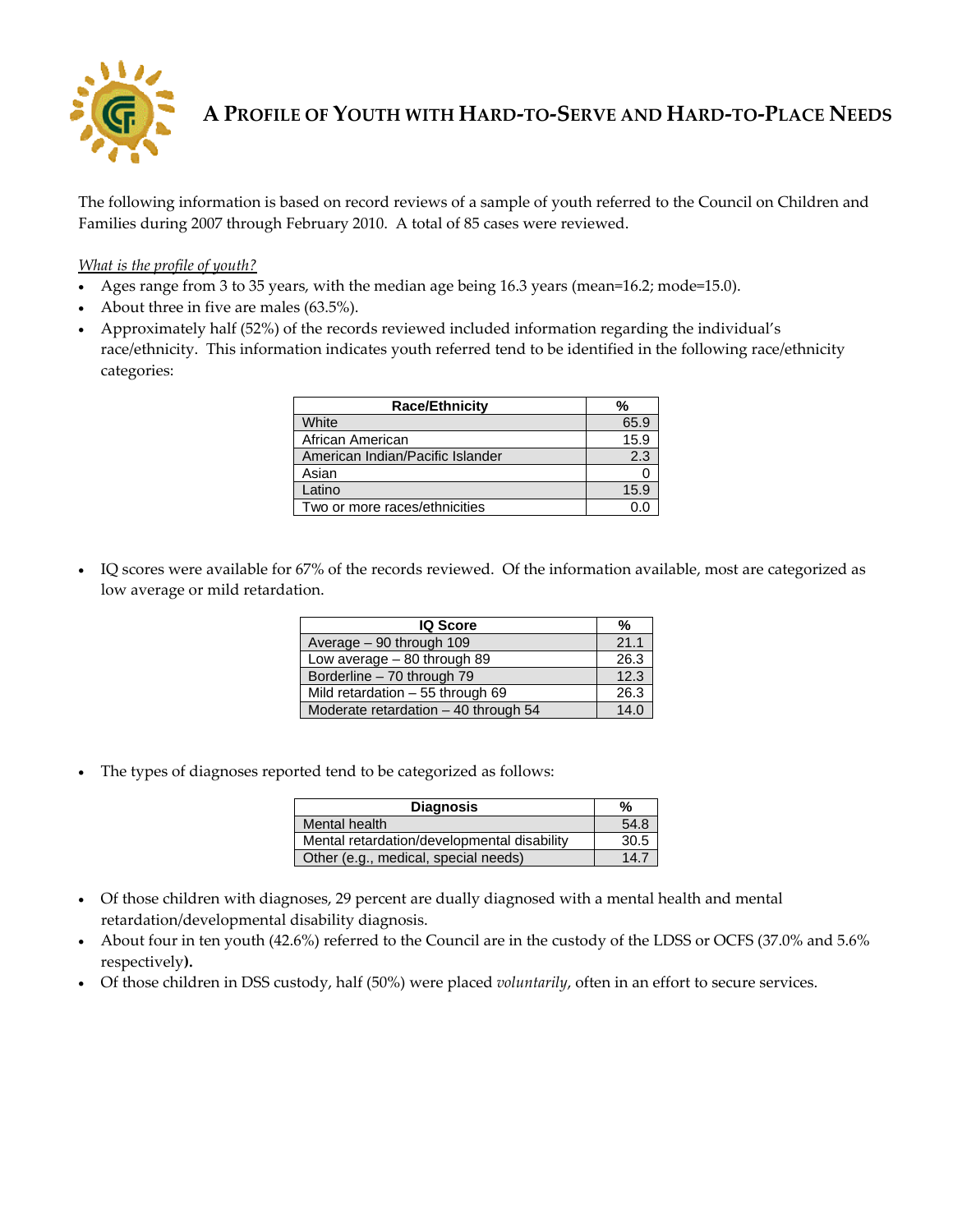# A Profile of Youth with Hard-to-Serve and Hard-to-Place Needs

The following information is based on record reviews of a sample of youth referred to the Council on Children and Families during 2007 through February 2010. A total of 85 cases were reviewed.

*What is the profile of youth?*

- Ages range from 3 to 35 years, with the median age being 16.3 years (mean=16.2; mode=15.0).
- About three in five are males (63.5%).
- Approximately half (52%) of the records reviewed included information regarding the individual's race/ethnicity. This information indicates youth referred tend to be identified in the following race/ethnicity categories:

| Race/Ethnicity | % |
|---|---|
| White | 65.9 |
| African American | 15.9 |
| American Indian/Pacific Islander | 2.3 |
| Asian | 0 |
| Latino | 15.9 |
| Two or more races/ethnicities | 0.0 |

- IQ scores were available for 67% of the records reviewed. Of the information available, most are categorized as low average or mild retardation.

| IQ Score | % |
|---|---|
| Average – 90 through 109 | 21.1 |
| Low average – 80 through 89 | 26.3 |
| Borderline – 70 through 79 | 12.3 |
| Mild retardation – 55 through 69 | 26.3 |
| Moderate retardation – 40 through 54 | 14.0 |

- The types of diagnoses reported tend to be categorized as follows:

| Diagnosis | % |
|---|---|
| Mental health | 54.8 |
| Mental retardation/developmental disability | 30.5 |
| Other (e.g., medical, special needs) | 14.7 |

- Of those children with diagnoses, 29 percent are dually diagnosed with a mental health and mental retardation/developmental disability diagnosis.
- About four in ten youth (42.6%) referred to the Council are in the custody of the LDSS or OCFS (37.0% and 5.6% respectively).
- Of those children in DSS custody, half (50%) were placed *voluntarily*, often in an effort to secure services.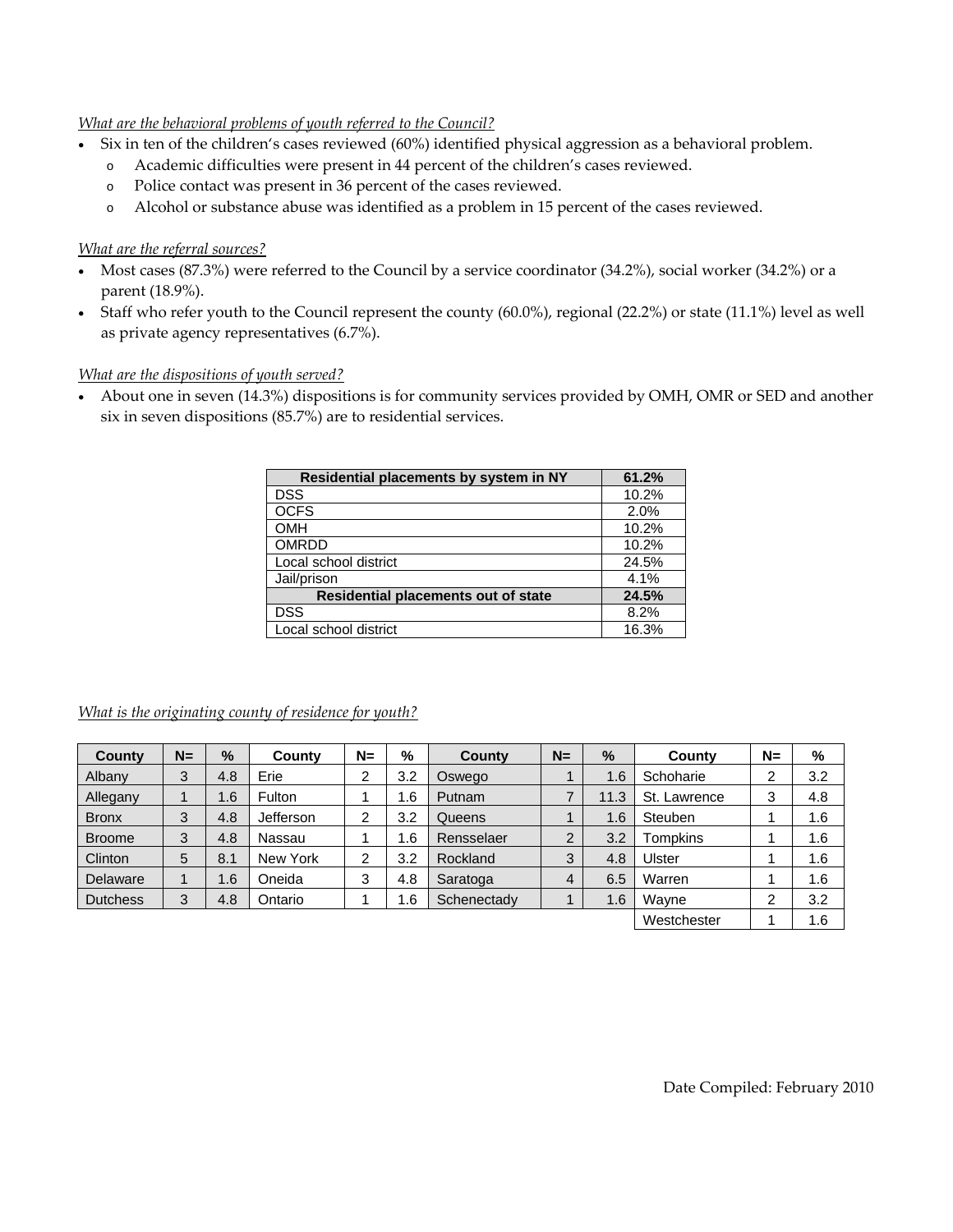*What are the behavioral problems of youth referred to the Council?*

- Six in ten of the children's cases reviewed (60%) identified physical aggression as a behavioral problem.
  - Academic difficulties were present in 44 percent of the children's cases reviewed.
  - Police contact was present in 36 percent of the cases reviewed.
  - Alcohol or substance abuse was identified as a problem in 15 percent of the cases reviewed.

*What are the referral sources?*

- Most cases (87.3%) were referred to the Council by a service coordinator (34.2%), social worker (34.2%) or a parent (18.9%).
- Staff who refer youth to the Council represent the county (60.0%), regional (22.2%) or state (11.1%) level as well as private agency representatives (6.7%).

*What are the dispositions of youth served?*

- About one in seven (14.3%) dispositions is for community services provided by OMH, OMR or SED and another six in seven dispositions (85.7%) are to residential services.

| **Residential placements by system in NY** | **61.2%** |
|---|---|
| DSS | 10.2% |
| OCFS | 2.0% |
| OMH | 10.2% |
| OMRDD | 10.2% |
| Local school district | 24.5% |
| Jail/prison | 4.1% |
| **Residential placements out of state** | **24.5%** |
| DSS | 8.2% |
| Local school district | 16.3% |

*What is the originating county of residence for youth?*

| County | N= | % | County | N= | % | County | N= | % | County | N= | % |
|---|---|---|---|---|---|---|---|---|---|---|---|
| Albany | 3 | 4.8 | Erie | 2 | 3.2 | Oswego | 1 | 1.6 | Schoharie | 2 | 3.2 |
| Allegany | 1 | 1.6 | Fulton | 1 | 1.6 | Putnam | 7 | 11.3 | St. Lawrence | 3 | 4.8 |
| Bronx | 3 | 4.8 | Jefferson | 2 | 3.2 | Queens | 1 | 1.6 | Steuben | 1 | 1.6 |
| Broome | 3 | 4.8 | Nassau | 1 | 1.6 | Rensselaer | 2 | 3.2 | Tompkins | 1 | 1.6 |
| Clinton | 5 | 8.1 | New York | 2 | 3.2 | Rockland | 3 | 4.8 | Ulster | 1 | 1.6 |
| Delaware | 1 | 1.6 | Oneida | 3 | 4.8 | Saratoga | 4 | 6.5 | Warren | 1 | 1.6 |
| Dutchess | 3 | 4.8 | Ontario | 1 | 1.6 | Schenectady | 1 | 1.6 | Wayne | 2 | 3.2 |
| | | | | | | | | | Westchester | 1 | 1.6 |

Date Compiled: February 2010